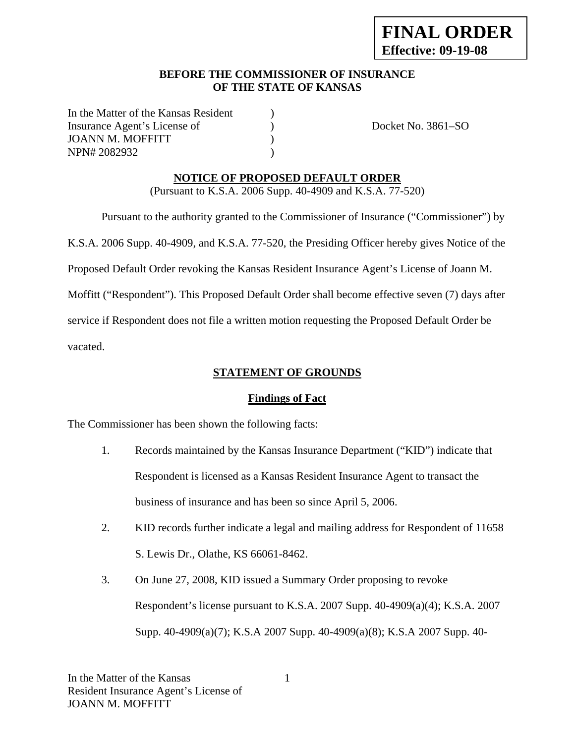**FINAL ORDER**
**Effective: 09-19-08**

**BEFORE THE COMMISSIONER OF INSURANCE**
**OF THE STATE OF KANSAS**

In the Matter of the Kansas Resident )
Insurance Agent's License of ) Docket No. 3861–SO
JOANN M. MOFFITT )
NPN# 2082932 )

## NOTICE OF PROPOSED DEFAULT ORDER

(Pursuant to K.S.A. 2006 Supp. 40-4909 and K.S.A. 77-520)

Pursuant to the authority granted to the Commissioner of Insurance ("Commissioner") by K.S.A. 2006 Supp. 40-4909, and K.S.A. 77-520, the Presiding Officer hereby gives Notice of the Proposed Default Order revoking the Kansas Resident Insurance Agent's License of Joann M. Moffitt ("Respondent"). This Proposed Default Order shall become effective seven (7) days after service if Respondent does not file a written motion requesting the Proposed Default Order be vacated.

## STATEMENT OF GROUNDS

### Findings of Fact

The Commissioner has been shown the following facts:

1. Records maintained by the Kansas Insurance Department ("KID") indicate that Respondent is licensed as a Kansas Resident Insurance Agent to transact the business of insurance and has been so since April 5, 2006.
2. KID records further indicate a legal and mailing address for Respondent of 11658 S. Lewis Dr., Olathe, KS 66061-8462.
3. On June 27, 2008, KID issued a Summary Order proposing to revoke Respondent's license pursuant to K.S.A. 2007 Supp. 40-4909(a)(4); K.S.A. 2007 Supp. 40-4909(a)(7); K.S.A 2007 Supp. 40-4909(a)(8); K.S.A 2007 Supp. 40-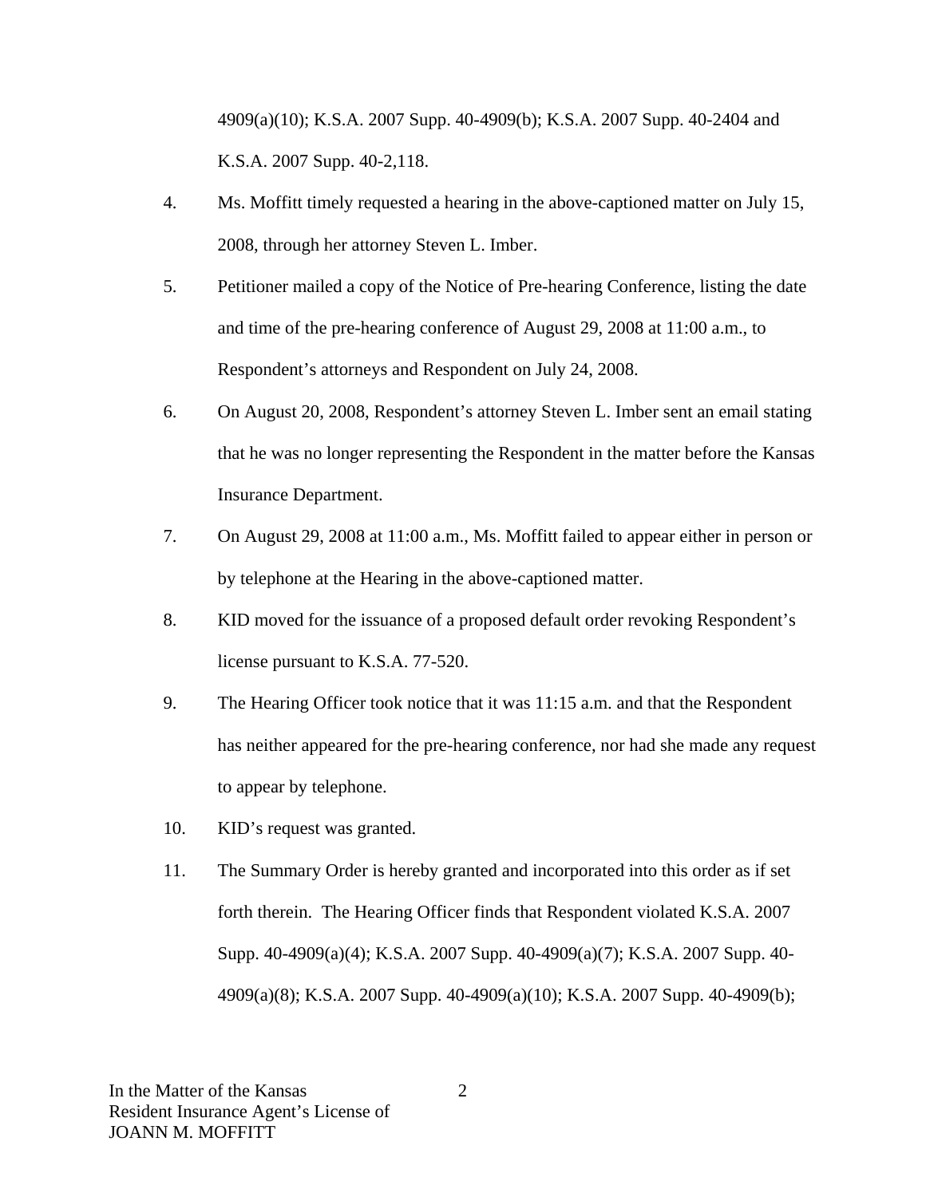4909(a)(10); K.S.A. 2007 Supp. 40-4909(b); K.S.A. 2007 Supp. 40-2404 and K.S.A. 2007 Supp. 40-2,118.

4. Ms. Moffitt timely requested a hearing in the above-captioned matter on July 15, 2008, through her attorney Steven L. Imber.

5. Petitioner mailed a copy of the Notice of Pre-hearing Conference, listing the date and time of the pre-hearing conference of August 29, 2008 at 11:00 a.m., to Respondent's attorneys and Respondent on July 24, 2008.

6. On August 20, 2008, Respondent's attorney Steven L. Imber sent an email stating that he was no longer representing the Respondent in the matter before the Kansas Insurance Department.

7. On August 29, 2008 at 11:00 a.m., Ms. Moffitt failed to appear either in person or by telephone at the Hearing in the above-captioned matter.

8. KID moved for the issuance of a proposed default order revoking Respondent's license pursuant to K.S.A. 77-520.

9. The Hearing Officer took notice that it was 11:15 a.m. and that the Respondent has neither appeared for the pre-hearing conference, nor had she made any request to appear by telephone.

10. KID's request was granted.

11. The Summary Order is hereby granted and incorporated into this order as if set forth therein. The Hearing Officer finds that Respondent violated K.S.A. 2007 Supp. 40-4909(a)(4); K.S.A. 2007 Supp. 40-4909(a)(7); K.S.A. 2007 Supp. 40-4909(a)(8); K.S.A. 2007 Supp. 40-4909(a)(10); K.S.A. 2007 Supp. 40-4909(b);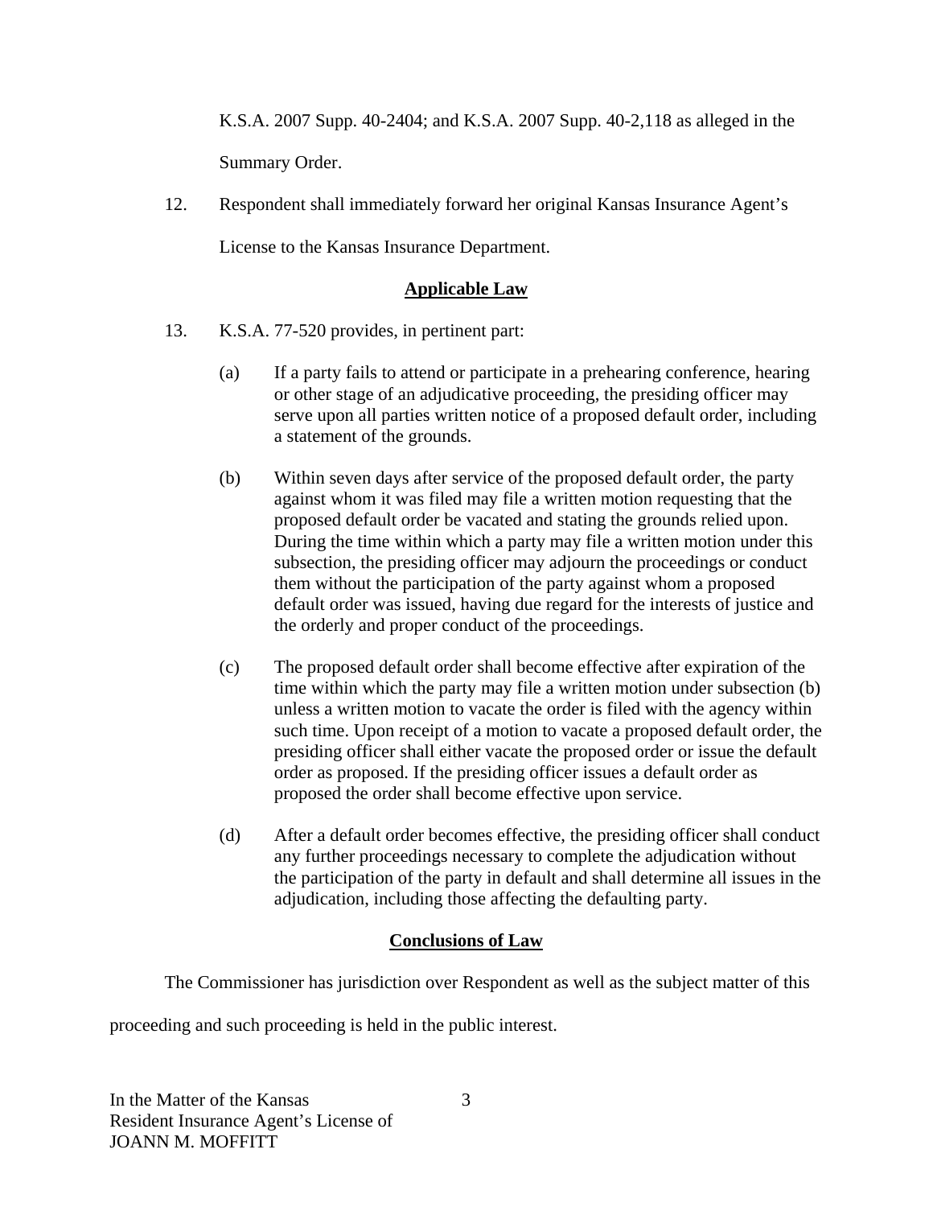K.S.A. 2007 Supp. 40-2404; and K.S.A. 2007 Supp. 40-2,118 as alleged in the Summary Order.

12. Respondent shall immediately forward her original Kansas Insurance Agent's License to the Kansas Insurance Department.

## Applicable Law

13. K.S.A. 77-520 provides, in pertinent part:

    (a) If a party fails to attend or participate in a prehearing conference, hearing or other stage of an adjudicative proceeding, the presiding officer may serve upon all parties written notice of a proposed default order, including a statement of the grounds.

    (b) Within seven days after service of the proposed default order, the party against whom it was filed may file a written motion requesting that the proposed default order be vacated and stating the grounds relied upon. During the time within which a party may file a written motion under this subsection, the presiding officer may adjourn the proceedings or conduct them without the participation of the party against whom a proposed default order was issued, having due regard for the interests of justice and the orderly and proper conduct of the proceedings.

    (c) The proposed default order shall become effective after expiration of the time within which the party may file a written motion under subsection (b) unless a written motion to vacate the order is filed with the agency within such time. Upon receipt of a motion to vacate a proposed default order, the presiding officer shall either vacate the proposed order or issue the default order as proposed. If the presiding officer issues a default order as proposed the order shall become effective upon service.

    (d) After a default order becomes effective, the presiding officer shall conduct any further proceedings necessary to complete the adjudication without the participation of the party in default and shall determine all issues in the adjudication, including those affecting the defaulting party.

## Conclusions of Law

The Commissioner has jurisdiction over Respondent as well as the subject matter of this proceeding and such proceeding is held in the public interest.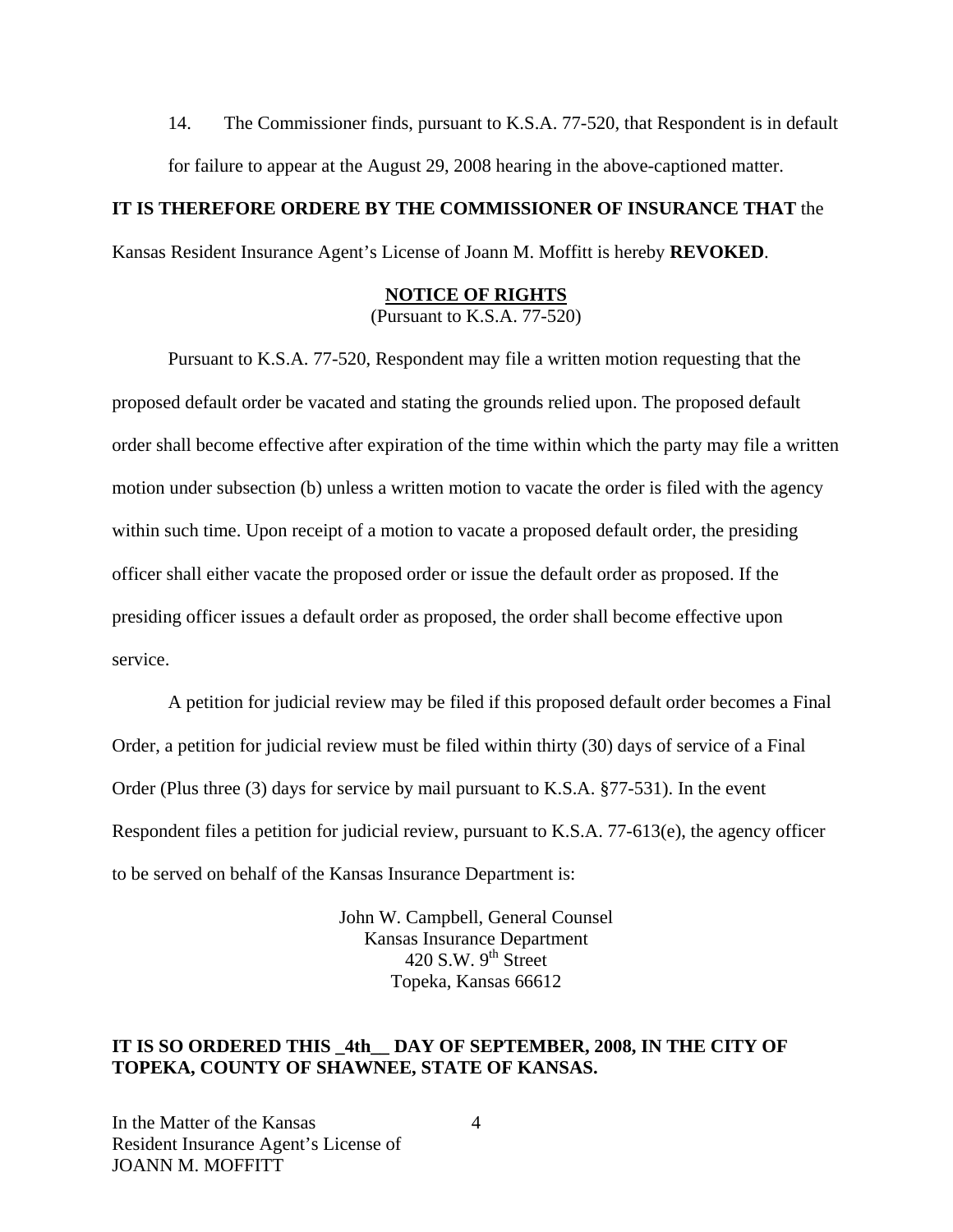14. The Commissioner finds, pursuant to K.S.A. 77-520, that Respondent is in default for failure to appear at the August 29, 2008 hearing in the above-captioned matter.

**IT IS THEREFORE ORDERE BY THE COMMISSIONER OF INSURANCE THAT** the Kansas Resident Insurance Agent's License of Joann M. Moffitt is hereby **REVOKED**.

**NOTICE OF RIGHTS**
(Pursuant to K.S.A. 77-520)

Pursuant to K.S.A. 77-520, Respondent may file a written motion requesting that the proposed default order be vacated and stating the grounds relied upon. The proposed default order shall become effective after expiration of the time within which the party may file a written motion under subsection (b) unless a written motion to vacate the order is filed with the agency within such time. Upon receipt of a motion to vacate a proposed default order, the presiding officer shall either vacate the proposed order or issue the default order as proposed. If the presiding officer issues a default order as proposed, the order shall become effective upon service.

A petition for judicial review may be filed if this proposed default order becomes a Final Order, a petition for judicial review must be filed within thirty (30) days of service of a Final Order (Plus three (3) days for service by mail pursuant to K.S.A. §77-531). In the event Respondent files a petition for judicial review, pursuant to K.S.A. 77-613(e), the agency officer to be served on behalf of the Kansas Insurance Department is:

John W. Campbell, General Counsel
Kansas Insurance Department
420 S.W. 9th Street
Topeka, Kansas 66612

**IT IS SO ORDERED THIS _4th__ DAY OF SEPTEMBER, 2008, IN THE CITY OF TOPEKA, COUNTY OF SHAWNEE, STATE OF KANSAS.**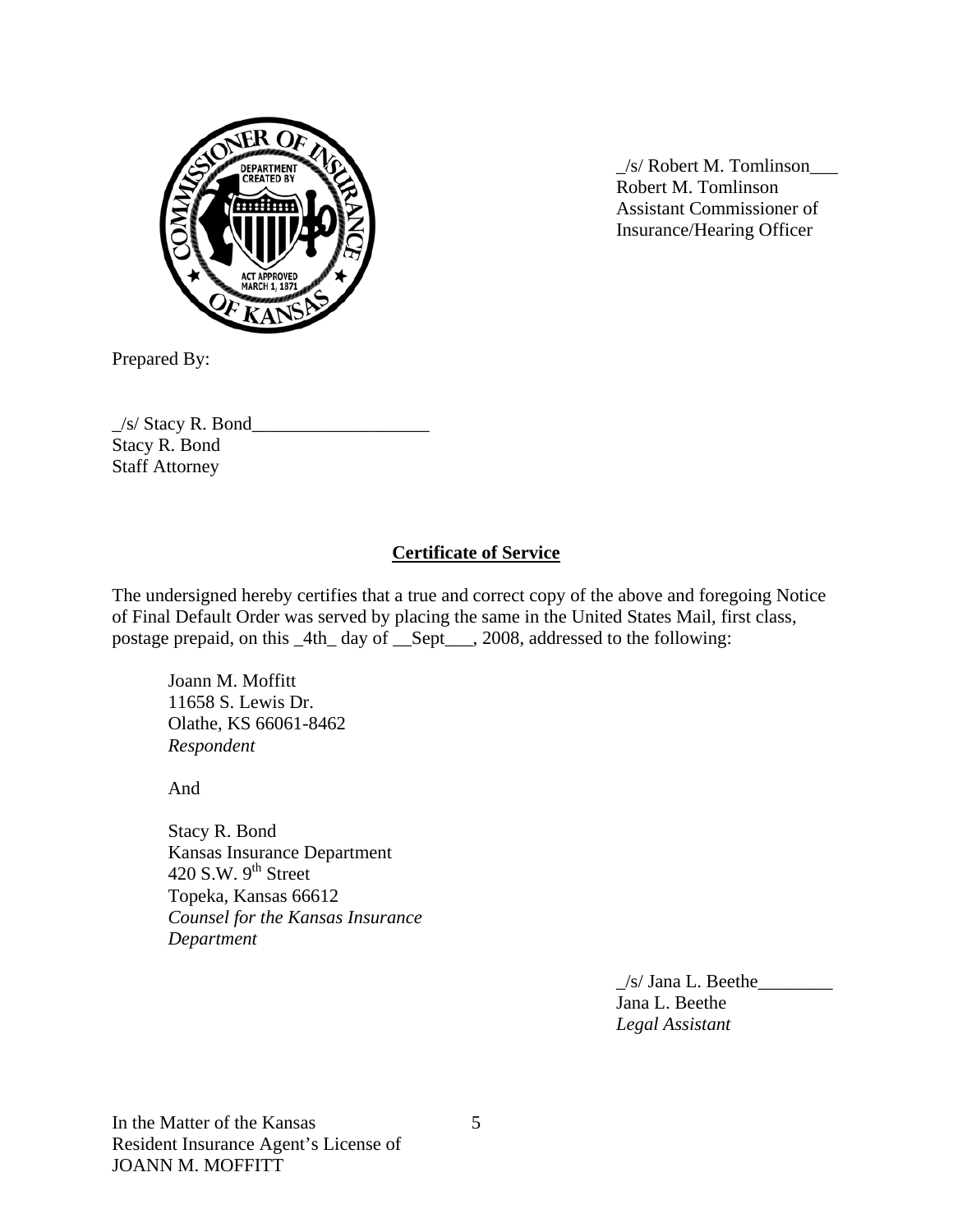_/s/ Robert M. Tomlinson___
Robert M. Tomlinson
Assistant Commissioner of Insurance/Hearing Officer

Prepared By:

_/s/ Stacy R. Bond___________________
Stacy R. Bond
Staff Attorney

**Certificate of Service**

The undersigned hereby certifies that a true and correct copy of the above and foregoing Notice of Final Default Order was served by placing the same in the United States Mail, first class, postage prepaid, on this _4th_ day of __Sept___, 2008, addressed to the following:

Joann M. Moffitt
11658 S. Lewis Dr.
Olathe, KS 66061-8462
*Respondent*

And

Stacy R. Bond
Kansas Insurance Department
420 S.W. 9th Street
Topeka, Kansas 66612
*Counsel for the Kansas Insurance Department*

_/s/ Jana L. Beethe________
Jana L. Beethe
*Legal Assistant*

In the Matter of the Kansas Resident Insurance Agent's License of JOANN M. MOFFITT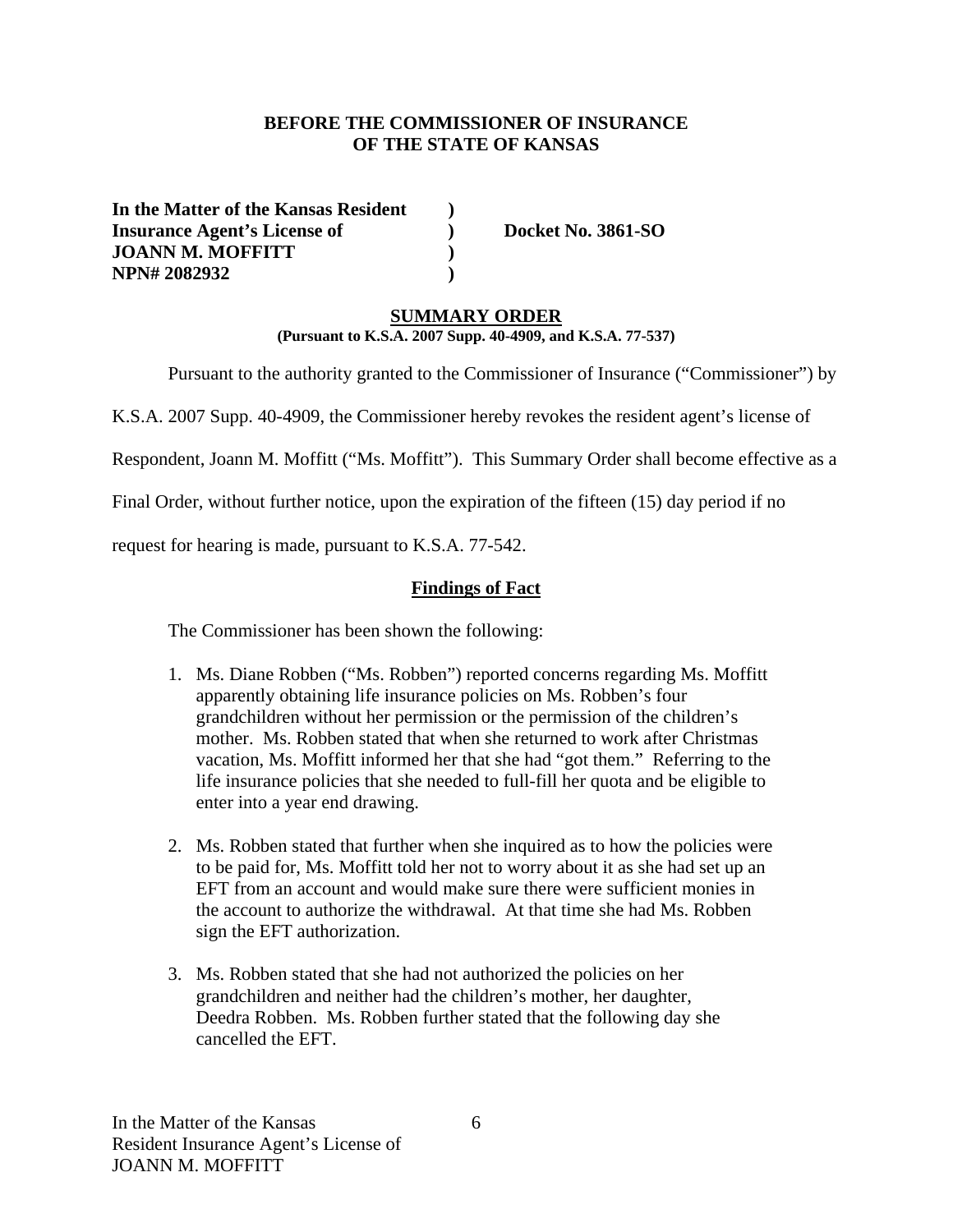**BEFORE THE COMMISSIONER OF INSURANCE**
**OF THE STATE OF KANSAS**

| | | |
|---|---|---|
| **In the Matter of the Kansas Resident** | **)** | |
| **Insurance Agent's License of** | **)** | **Docket No. 3861-SO** |
| **JOANN M. MOFFITT** | **)** | |
| **NPN# 2082932** | **)** | |

## SUMMARY ORDER

**(Pursuant to K.S.A. 2007 Supp. 40-4909, and K.S.A. 77-537)**

Pursuant to the authority granted to the Commissioner of Insurance ("Commissioner") by K.S.A. 2007 Supp. 40-4909, the Commissioner hereby revokes the resident agent's license of Respondent, Joann M. Moffitt ("Ms. Moffitt"). This Summary Order shall become effective as a Final Order, without further notice, upon the expiration of the fifteen (15) day period if no request for hearing is made, pursuant to K.S.A. 77-542.

### Findings of Fact

The Commissioner has been shown the following:

1. Ms. Diane Robben ("Ms. Robben") reported concerns regarding Ms. Moffitt apparently obtaining life insurance policies on Ms. Robben's four grandchildren without her permission or the permission of the children's mother. Ms. Robben stated that when she returned to work after Christmas vacation, Ms. Moffitt informed her that she had "got them." Referring to the life insurance policies that she needed to full-fill her quota and be eligible to enter into a year end drawing.

2. Ms. Robben stated that further when she inquired as to how the policies were to be paid for, Ms. Moffitt told her not to worry about it as she had set up an EFT from an account and would make sure there were sufficient monies in the account to authorize the withdrawal. At that time she had Ms. Robben sign the EFT authorization.

3. Ms. Robben stated that she had not authorized the policies on her grandchildren and neither had the children's mother, her daughter, Deedra Robben. Ms. Robben further stated that the following day she cancelled the EFT.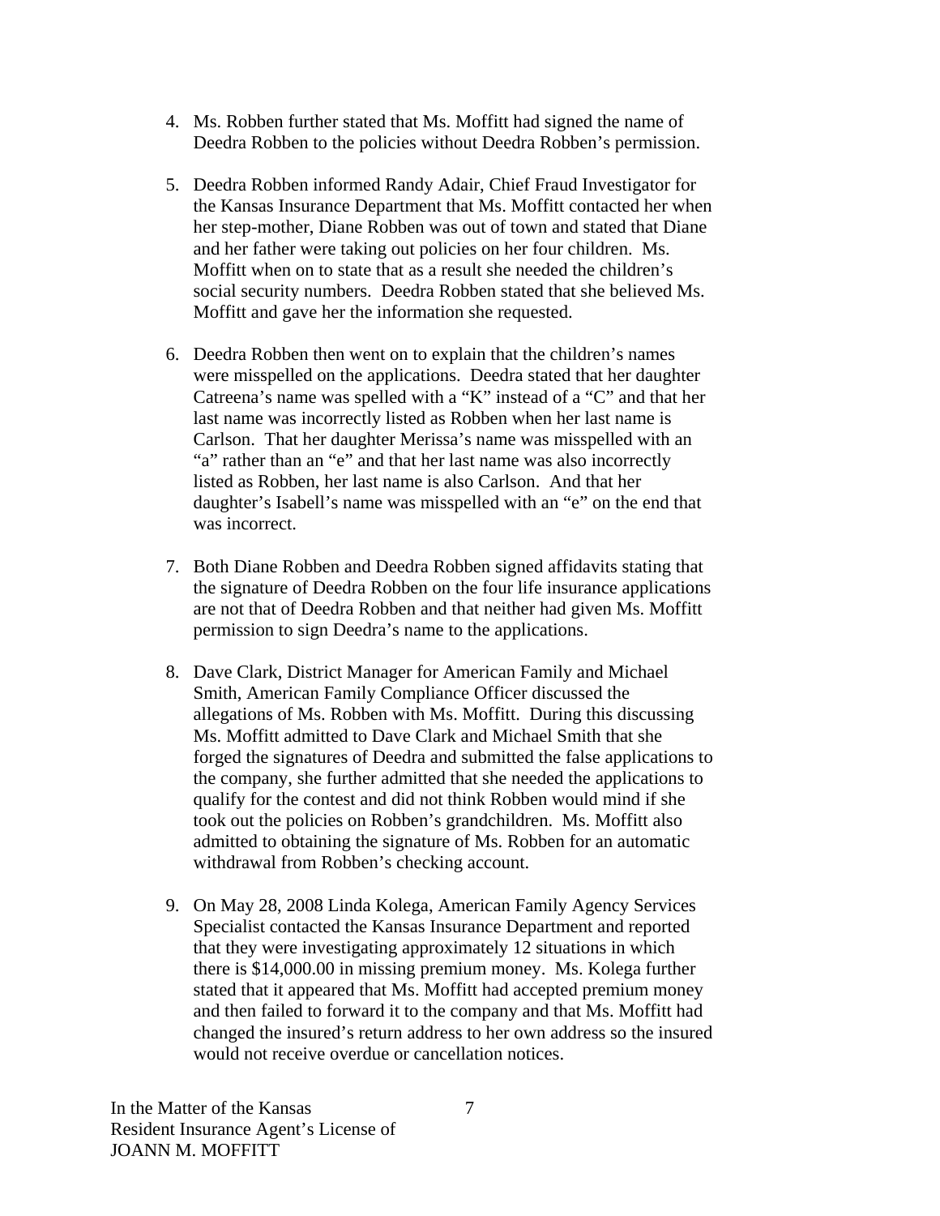4. Ms. Robben further stated that Ms. Moffitt had signed the name of Deedra Robben to the policies without Deedra Robben's permission.

5. Deedra Robben informed Randy Adair, Chief Fraud Investigator for the Kansas Insurance Department that Ms. Moffitt contacted her when her step-mother, Diane Robben was out of town and stated that Diane and her father were taking out policies on her four children. Ms. Moffitt when on to state that as a result she needed the children's social security numbers. Deedra Robben stated that she believed Ms. Moffitt and gave her the information she requested.

6. Deedra Robben then went on to explain that the children's names were misspelled on the applications. Deedra stated that her daughter Catreena's name was spelled with a "K" instead of a "C" and that her last name was incorrectly listed as Robben when her last name is Carlson. That her daughter Merissa's name was misspelled with an "a" rather than an "e" and that her last name was also incorrectly listed as Robben, her last name is also Carlson. And that her daughter's Isabell's name was misspelled with an "e" on the end that was incorrect.

7. Both Diane Robben and Deedra Robben signed affidavits stating that the signature of Deedra Robben on the four life insurance applications are not that of Deedra Robben and that neither had given Ms. Moffitt permission to sign Deedra's name to the applications.

8. Dave Clark, District Manager for American Family and Michael Smith, American Family Compliance Officer discussed the allegations of Ms. Robben with Ms. Moffitt. During this discussing Ms. Moffitt admitted to Dave Clark and Michael Smith that she forged the signatures of Deedra and submitted the false applications to the company, she further admitted that she needed the applications to qualify for the contest and did not think Robben would mind if she took out the policies on Robben's grandchildren. Ms. Moffitt also admitted to obtaining the signature of Ms. Robben for an automatic withdrawal from Robben's checking account.

9. On May 28, 2008 Linda Kolega, American Family Agency Services Specialist contacted the Kansas Insurance Department and reported that they were investigating approximately 12 situations in which there is $14,000.00 in missing premium money. Ms. Kolega further stated that it appeared that Ms. Moffitt had accepted premium money and then failed to forward it to the company and that Ms. Moffitt had changed the insured's return address to her own address so the insured would not receive overdue or cancellation notices.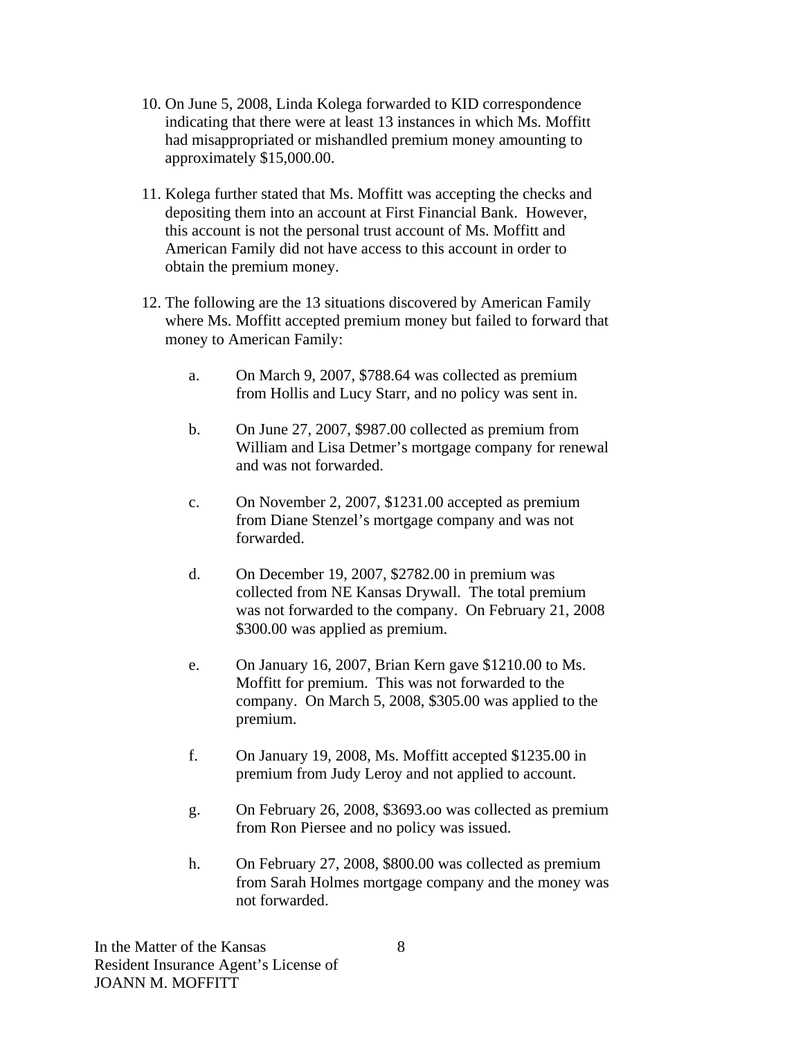10. On June 5, 2008, Linda Kolega forwarded to KID correspondence indicating that there were at least 13 instances in which Ms. Moffitt had misappropriated or mishandled premium money amounting to approximately $15,000.00.

11. Kolega further stated that Ms. Moffitt was accepting the checks and depositing them into an account at First Financial Bank. However, this account is not the personal trust account of Ms. Moffitt and American Family did not have access to this account in order to obtain the premium money.

12. The following are the 13 situations discovered by American Family where Ms. Moffitt accepted premium money but failed to forward that money to American Family:

    a. On March 9, 2007, $788.64 was collected as premium from Hollis and Lucy Starr, and no policy was sent in.

    b. On June 27, 2007, $987.00 collected as premium from William and Lisa Detmer's mortgage company for renewal and was not forwarded.

    c. On November 2, 2007, $1231.00 accepted as premium from Diane Stenzel's mortgage company and was not forwarded.

    d. On December 19, 2007, $2782.00 in premium was collected from NE Kansas Drywall. The total premium was not forwarded to the company. On February 21, 2008 $300.00 was applied as premium.

    e. On January 16, 2007, Brian Kern gave $1210.00 to Ms. Moffitt for premium. This was not forwarded to the company. On March 5, 2008, $305.00 was applied to the premium.

    f. On January 19, 2008, Ms. Moffitt accepted $1235.00 in premium from Judy Leroy and not applied to account.

    g. On February 26, 2008, $3693.oo was collected as premium from Ron Piersee and no policy was issued.

    h. On February 27, 2008, $800.00 was collected as premium from Sarah Holmes mortgage company and the money was not forwarded.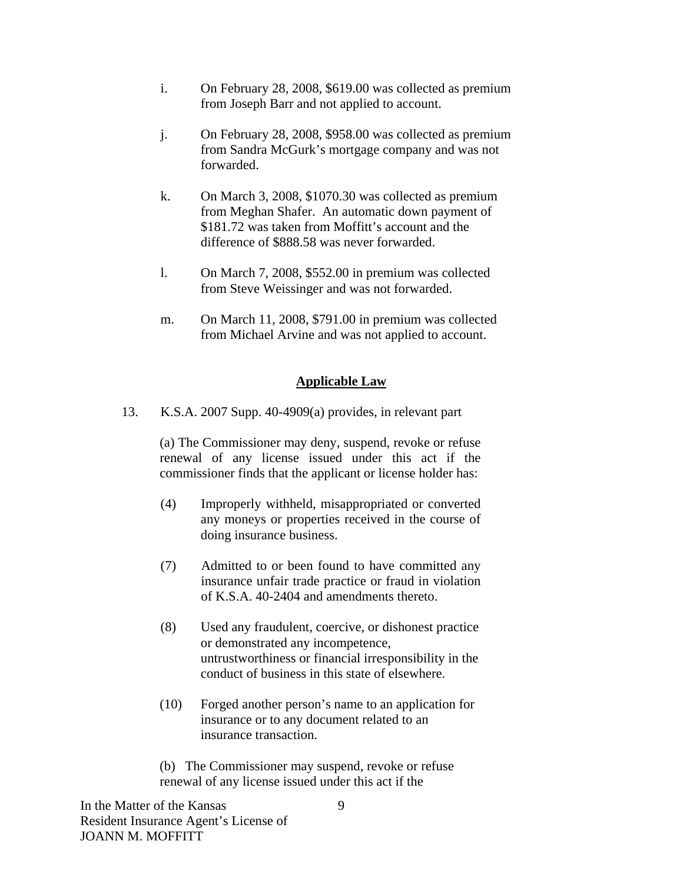i. On February 28, 2008, $619.00 was collected as premium from Joseph Barr and not applied to account.

j. On February 28, 2008, $958.00 was collected as premium from Sandra McGurk's mortgage company and was not forwarded.

k. On March 3, 2008, $1070.30 was collected as premium from Meghan Shafer. An automatic down payment of $181.72 was taken from Moffitt's account and the difference of $888.58 was never forwarded.

l. On March 7, 2008, $552.00 in premium was collected from Steve Weissinger and was not forwarded.

m. On March 11, 2008, $791.00 in premium was collected from Michael Arvine and was not applied to account.

## Applicable Law

13. K.S.A. 2007 Supp. 40-4909(a) provides, in relevant part

(a) The Commissioner may deny, suspend, revoke or refuse renewal of any license issued under this act if the commissioner finds that the applicant or license holder has:

(4) Improperly withheld, misappropriated or converted any moneys or properties received in the course of doing insurance business.

(7) Admitted to or been found to have committed any insurance unfair trade practice or fraud in violation of K.S.A. 40-2404 and amendments thereto.

(8) Used any fraudulent, coercive, or dishonest practice or demonstrated any incompetence, untrustworthiness or financial irresponsibility in the conduct of business in this state of elsewhere.

(10) Forged another person's name to an application for insurance or to any document related to an insurance transaction.

(b) The Commissioner may suspend, revoke or refuse renewal of any license issued under this act if the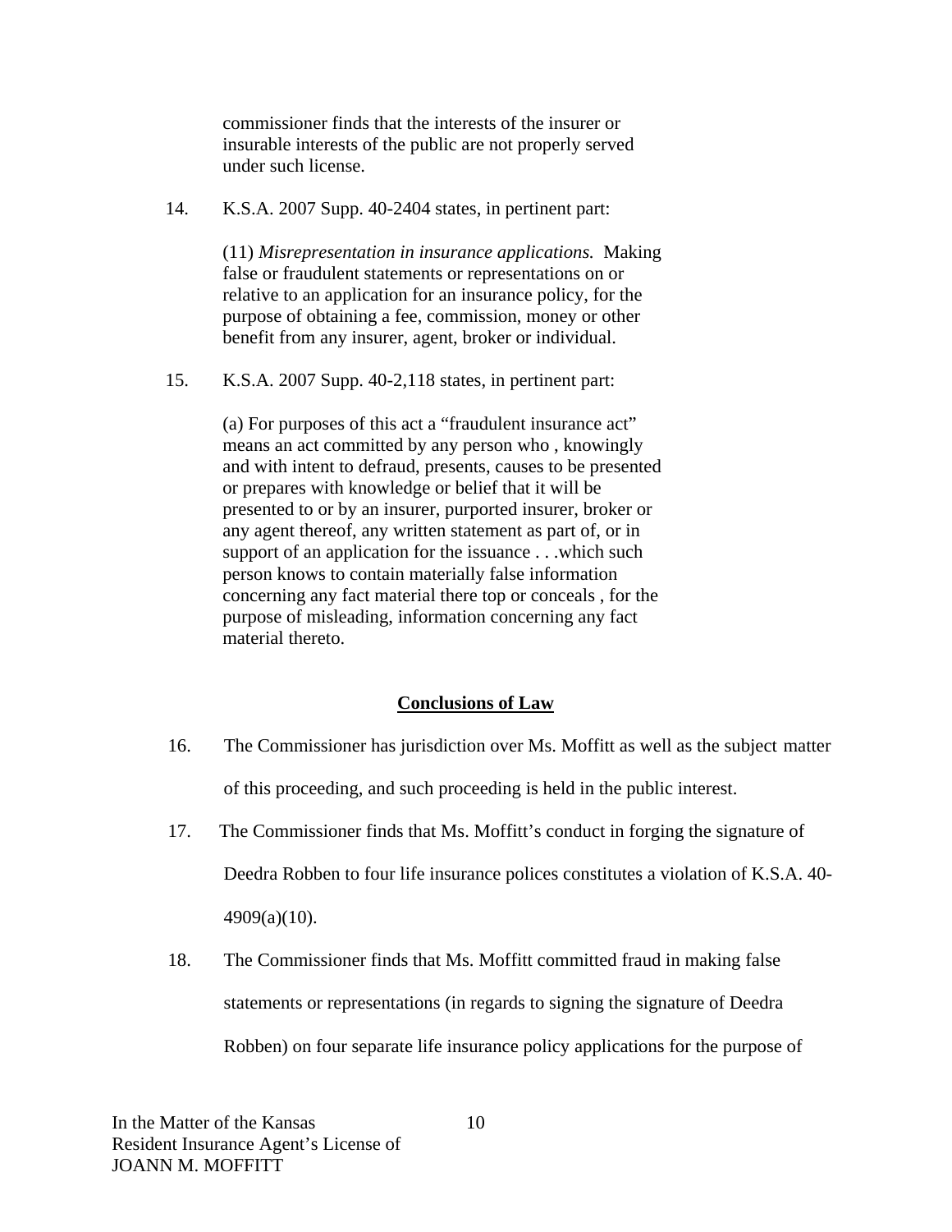commissioner finds that the interests of the insurer or insurable interests of the public are not properly served under such license.

14. K.S.A. 2007 Supp. 40-2404 states, in pertinent part:

> (11) *Misrepresentation in insurance applications.* Making false or fraudulent statements or representations on or relative to an application for an insurance policy, for the purpose of obtaining a fee, commission, money or other benefit from any insurer, agent, broker or individual.

15. K.S.A. 2007 Supp. 40-2,118 states, in pertinent part:

> (a) For purposes of this act a "fraudulent insurance act" means an act committed by any person who , knowingly and with intent to defraud, presents, causes to be presented or prepares with knowledge or belief that it will be presented to or by an insurer, purported insurer, broker or any agent thereof, any written statement as part of, or in support of an application for the issuance . . .which such person knows to contain materially false information concerning any fact material there top or conceals , for the purpose of misleading, information concerning any fact material thereto.

## Conclusions of Law

16. The Commissioner has jurisdiction over Ms. Moffitt as well as the subject matter of this proceeding, and such proceeding is held in the public interest.

17. The Commissioner finds that Ms. Moffitt's conduct in forging the signature of Deedra Robben to four life insurance polices constitutes a violation of K.S.A. 40-4909(a)(10).

18. The Commissioner finds that Ms. Moffitt committed fraud in making false statements or representations (in regards to signing the signature of Deedra Robben) on four separate life insurance policy applications for the purpose of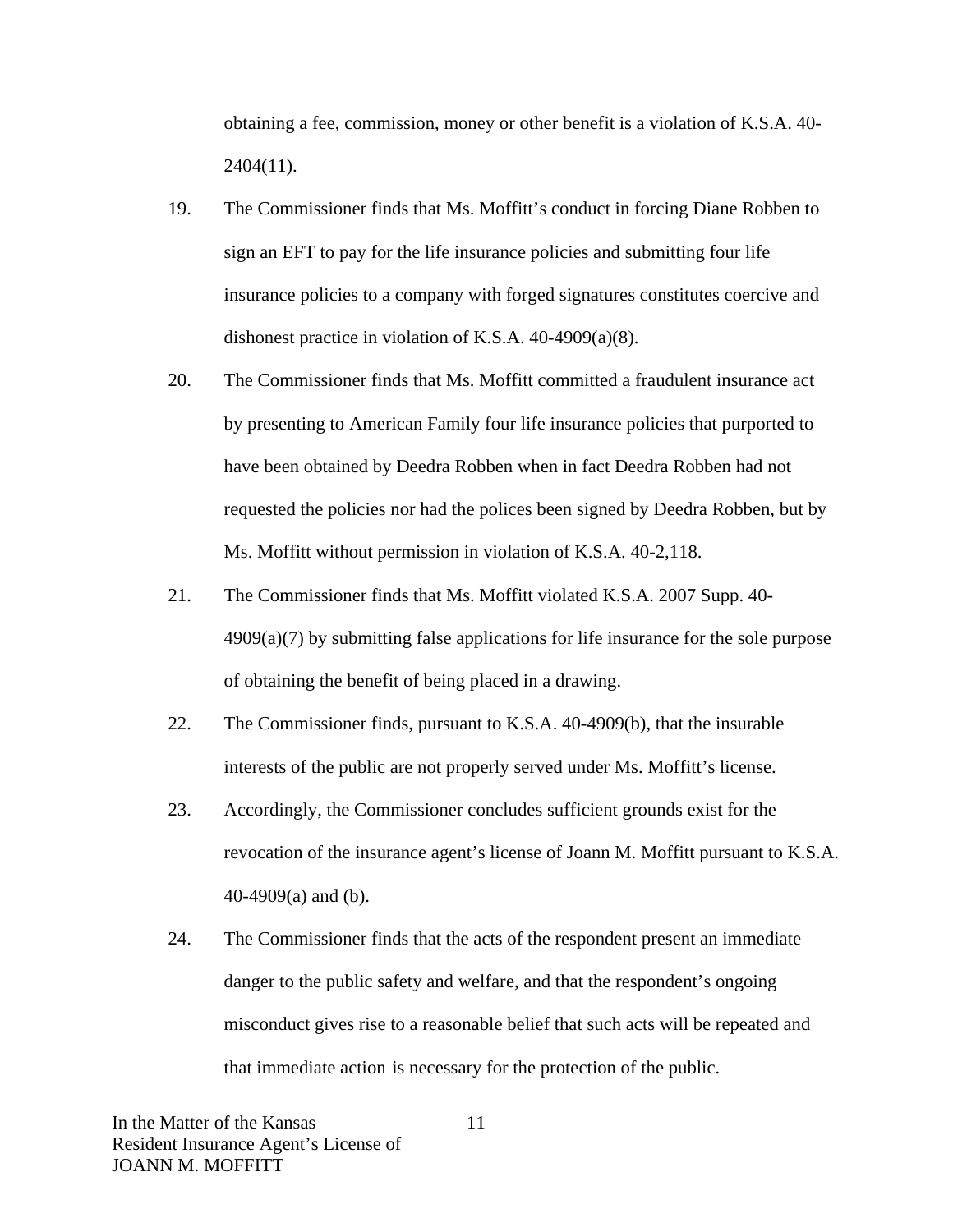obtaining a fee, commission, money or other benefit is a violation of K.S.A. 40-2404(11).

19. The Commissioner finds that Ms. Moffitt's conduct in forcing Diane Robben to sign an EFT to pay for the life insurance policies and submitting four life insurance policies to a company with forged signatures constitutes coercive and dishonest practice in violation of K.S.A. 40-4909(a)(8).

20. The Commissioner finds that Ms. Moffitt committed a fraudulent insurance act by presenting to American Family four life insurance policies that purported to have been obtained by Deedra Robben when in fact Deedra Robben had not requested the policies nor had the polices been signed by Deedra Robben, but by Ms. Moffitt without permission in violation of K.S.A. 40-2,118.

21. The Commissioner finds that Ms. Moffitt violated K.S.A. 2007 Supp. 40-4909(a)(7) by submitting false applications for life insurance for the sole purpose of obtaining the benefit of being placed in a drawing.

22. The Commissioner finds, pursuant to K.S.A. 40-4909(b), that the insurable interests of the public are not properly served under Ms. Moffitt's license.

23. Accordingly, the Commissioner concludes sufficient grounds exist for the revocation of the insurance agent's license of Joann M. Moffitt pursuant to K.S.A. 40-4909(a) and (b).

24. The Commissioner finds that the acts of the respondent present an immediate danger to the public safety and welfare, and that the respondent's ongoing misconduct gives rise to a reasonable belief that such acts will be repeated and that immediate action is necessary for the protection of the public.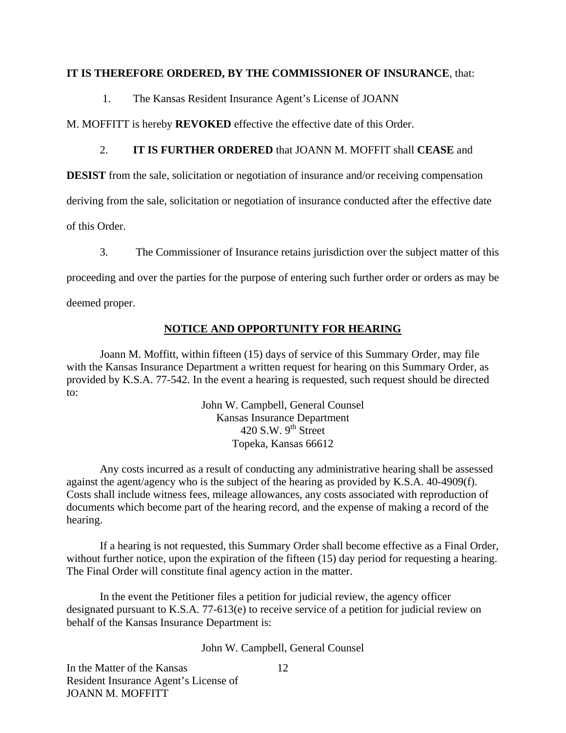**IT IS THEREFORE ORDERED, BY THE COMMISSIONER OF INSURANCE**, that:

1. The Kansas Resident Insurance Agent's License of JOANN M. MOFFITT is hereby **REVOKED** effective the effective date of this Order.

2. **IT IS FURTHER ORDERED** that JOANN M. MOFFIT shall **CEASE** and **DESIST** from the sale, solicitation or negotiation of insurance and/or receiving compensation deriving from the sale, solicitation or negotiation of insurance conducted after the effective date of this Order.

3. The Commissioner of Insurance retains jurisdiction over the subject matter of this proceeding and over the parties for the purpose of entering such further order or orders as may be deemed proper.

## NOTICE AND OPPORTUNITY FOR HEARING

Joann M. Moffitt, within fifteen (15) days of service of this Summary Order, may file with the Kansas Insurance Department a written request for hearing on this Summary Order, as provided by K.S.A. 77-542. In the event a hearing is requested, such request should be directed to:

John W. Campbell, General Counsel
Kansas Insurance Department
420 S.W. 9th Street
Topeka, Kansas 66612

Any costs incurred as a result of conducting any administrative hearing shall be assessed against the agent/agency who is the subject of the hearing as provided by K.S.A. 40-4909(f). Costs shall include witness fees, mileage allowances, any costs associated with reproduction of documents which become part of the hearing record, and the expense of making a record of the hearing.

If a hearing is not requested, this Summary Order shall become effective as a Final Order, without further notice, upon the expiration of the fifteen (15) day period for requesting a hearing. The Final Order will constitute final agency action in the matter.

In the event the Petitioner files a petition for judicial review, the agency officer designated pursuant to K.S.A. 77-613(e) to receive service of a petition for judicial review on behalf of the Kansas Insurance Department is:

John W. Campbell, General Counsel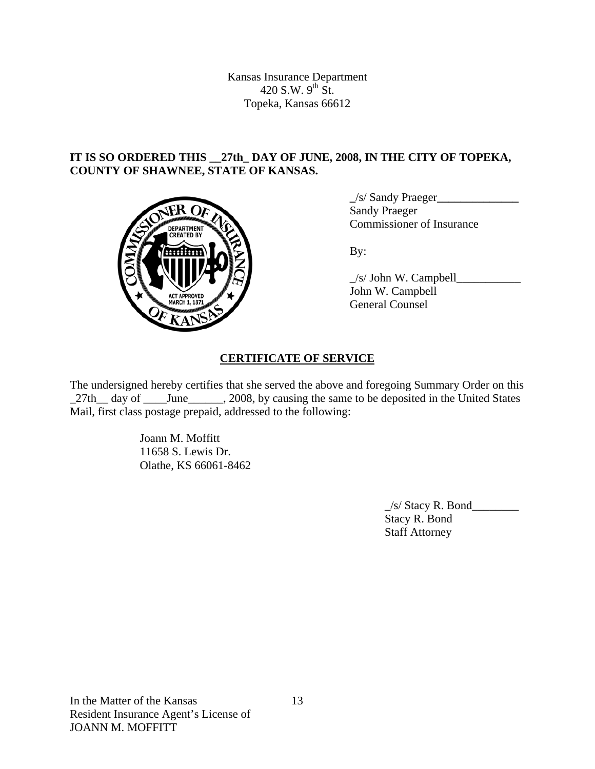Kansas Insurance Department
420 S.W. 9th St.
Topeka, Kansas 66612

**IT IS SO ORDERED THIS __27th_ DAY OF JUNE, 2008, IN THE CITY OF TOPEKA, COUNTY OF SHAWNEE, STATE OF KANSAS.**

_/s/ Sandy Praeger______________
Sandy Praeger
Commissioner of Insurance

By:

_/s/ John W. Campbell___________
John W. Campbell
General Counsel

## CERTIFICATE OF SERVICE

The undersigned hereby certifies that she served the above and foregoing Summary Order on this _27th__ day of ____June______, 2008, by causing the same to be deposited in the United States Mail, first class postage prepaid, addressed to the following:

Joann M. Moffitt
11658 S. Lewis Dr.
Olathe, KS 66061-8462

_/s/ Stacy R. Bond________
Stacy R. Bond
Staff Attorney

In the Matter of the Kansas
Resident Insurance Agent's License of
JOANN M. MOFFITT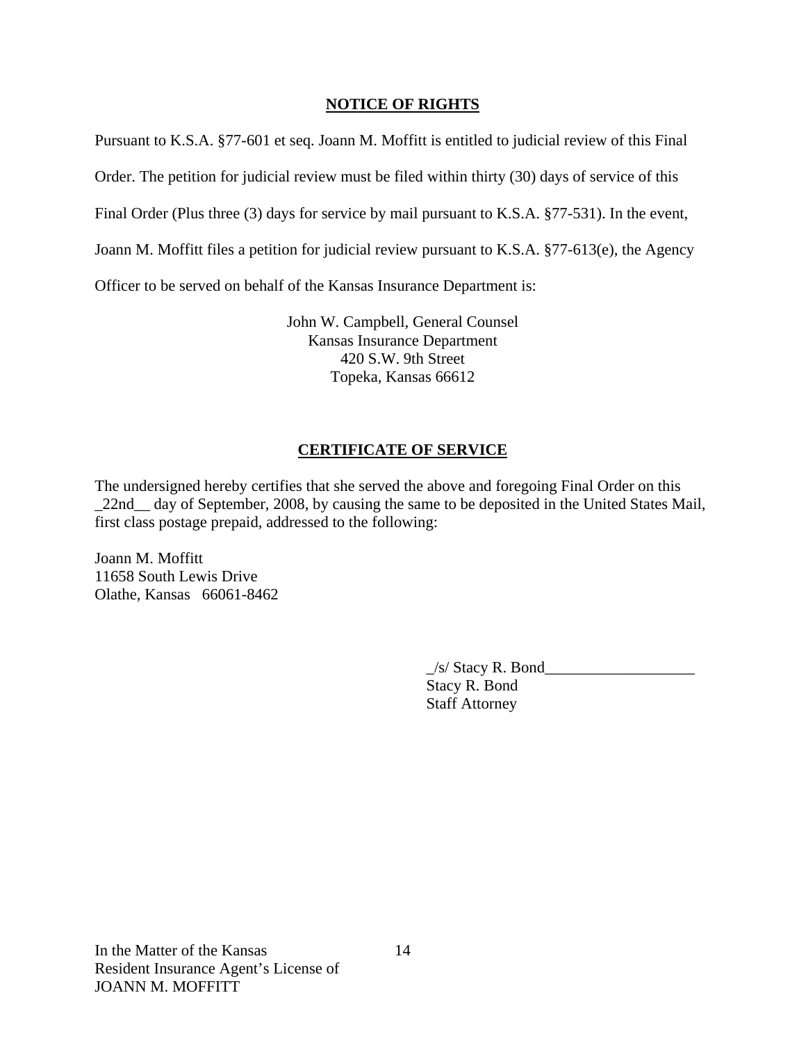## NOTICE OF RIGHTS

Pursuant to K.S.A. §77-601 et seq. Joann M. Moffitt is entitled to judicial review of this Final Order. The petition for judicial review must be filed within thirty (30) days of service of this Final Order (Plus three (3) days for service by mail pursuant to K.S.A. §77-531). In the event, Joann M. Moffitt files a petition for judicial review pursuant to K.S.A. §77-613(e), the Agency Officer to be served on behalf of the Kansas Insurance Department is:

John W. Campbell, General Counsel  
Kansas Insurance Department  
420 S.W. 9th Street  
Topeka, Kansas 66612

## CERTIFICATE OF SERVICE

The undersigned hereby certifies that she served the above and foregoing Final Order on this _22nd__ day of September, 2008, by causing the same to be deposited in the United States Mail, first class postage prepaid, addressed to the following:

Joann M. Moffitt  
11658 South Lewis Drive  
Olathe, Kansas 66061-8462

_/s/ Stacy R. Bond___________________  
Stacy R. Bond  
Staff Attorney

In the Matter of the Kansas  
Resident Insurance Agent's License of  
JOANN M. MOFFITT